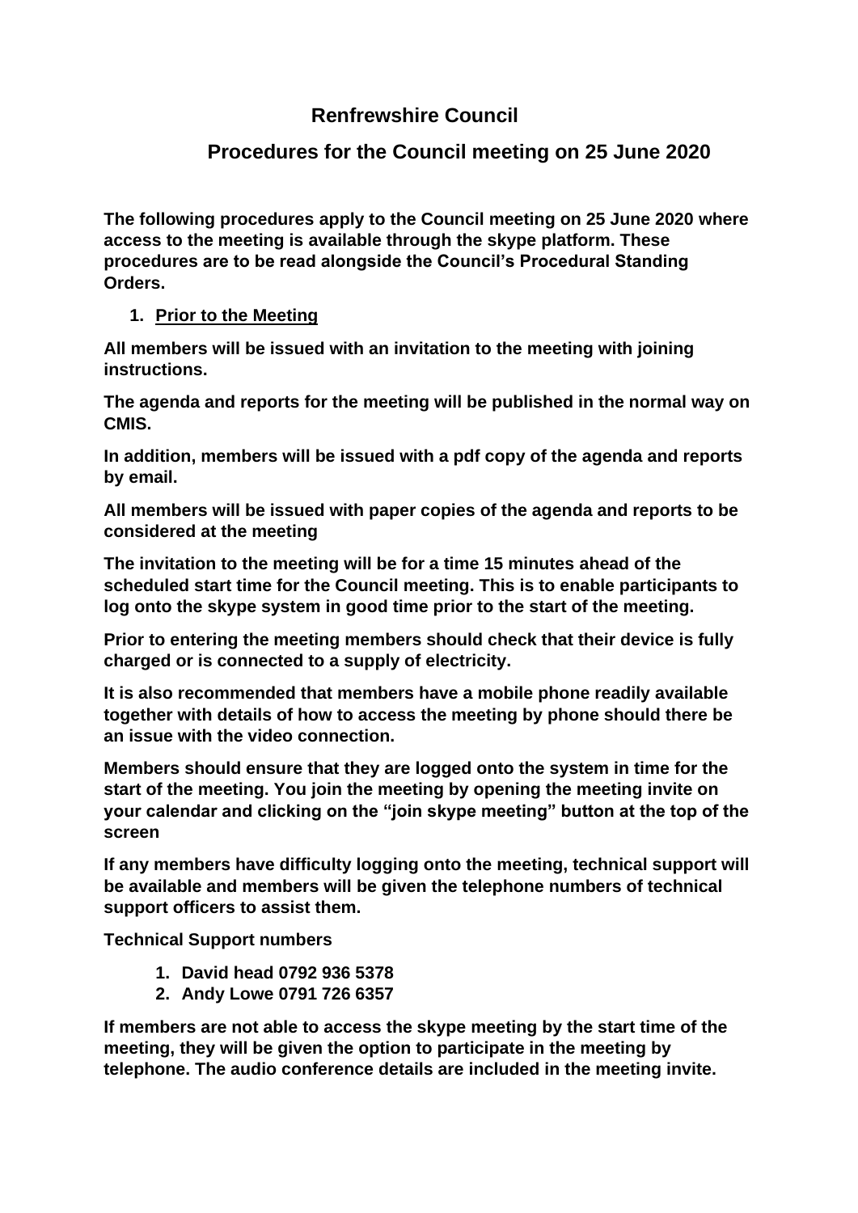# Renfrewshire Council

## Procedures for the Council meeting on 25 June 2020

**The following procedures apply to the Council meeting on 25 June 2020 where access to the meeting is available through the skype platform. These procedures are to be read alongside the Council's Procedural Standing Orders.**

1. **Prior to the Meeting**

**All members will be issued with an invitation to the meeting with joining instructions.**

**The agenda and reports for the meeting will be published in the normal way on CMIS.**

**In addition, members will be issued with a pdf copy of the agenda and reports by email.**

**All members will be issued with paper copies of the agenda and reports to be considered at the meeting**

**The invitation to the meeting will be for a time 15 minutes ahead of the scheduled start time for the Council meeting. This is to enable participants to log onto the skype system in good time prior to the start of the meeting.**

**Prior to entering the meeting members should check that their device is fully charged or is connected to a supply of electricity.**

**It is also recommended that members have a mobile phone readily available together with details of how to access the meeting by phone should there be an issue with the video connection.**

**Members should ensure that they are logged onto the system in time for the start of the meeting. You join the meeting by opening the meeting invite on your calendar and clicking on the "join skype meeting" button at the top of the screen**

**If any members have difficulty logging onto the meeting, technical support will be available and members will be given the telephone numbers of technical support officers to assist them.**

**Technical Support numbers**

1. **David head 0792 936 5378**
2. **Andy Lowe 0791 726 6357**

**If members are not able to access the skype meeting by the start time of the meeting, they will be given the option to participate in the meeting by telephone. The audio conference details are included in the meeting invite.**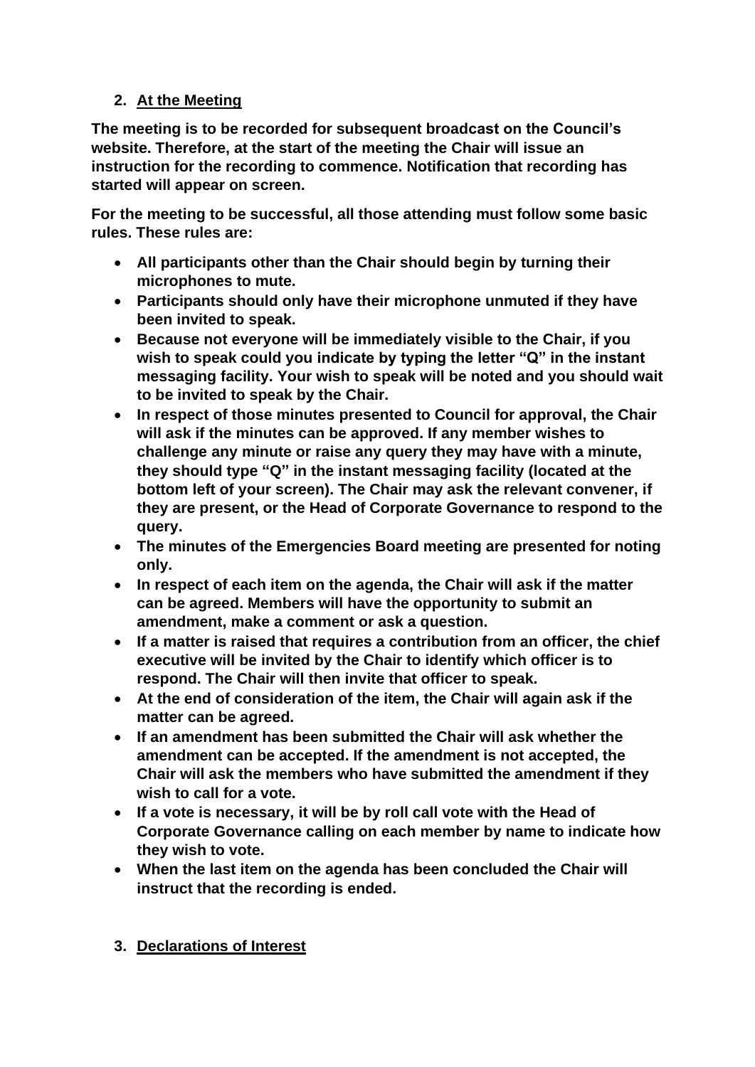## 2. At the Meeting

**The meeting is to be recorded for subsequent broadcast on the Council's website. Therefore, at the start of the meeting the Chair will issue an instruction for the recording to commence. Notification that recording has started will appear on screen.**

**For the meeting to be successful, all those attending must follow some basic rules. These rules are:**

- **All participants other than the Chair should begin by turning their microphones to mute.**
- **Participants should only have their microphone unmuted if they have been invited to speak.**
- **Because not everyone will be immediately visible to the Chair, if you wish to speak could you indicate by typing the letter "Q" in the instant messaging facility. Your wish to speak will be noted and you should wait to be invited to speak by the Chair.**
- **In respect of those minutes presented to Council for approval, the Chair will ask if the minutes can be approved. If any member wishes to challenge any minute or raise any query they may have with a minute, they should type "Q" in the instant messaging facility (located at the bottom left of your screen). The Chair may ask the relevant convener, if they are present, or the Head of Corporate Governance to respond to the query.**
- **The minutes of the Emergencies Board meeting are presented for noting only.**
- **In respect of each item on the agenda, the Chair will ask if the matter can be agreed. Members will have the opportunity to submit an amendment, make a comment or ask a question.**
- **If a matter is raised that requires a contribution from an officer, the chief executive will be invited by the Chair to identify which officer is to respond. The Chair will then invite that officer to speak.**
- **At the end of consideration of the item, the Chair will again ask if the matter can be agreed.**
- **If an amendment has been submitted the Chair will ask whether the amendment can be accepted. If the amendment is not accepted, the Chair will ask the members who have submitted the amendment if they wish to call for a vote.**
- **If a vote is necessary, it will be by roll call vote with the Head of Corporate Governance calling on each member by name to indicate how they wish to vote.**
- **When the last item on the agenda has been concluded the Chair will instruct that the recording is ended.**

## 3. Declarations of Interest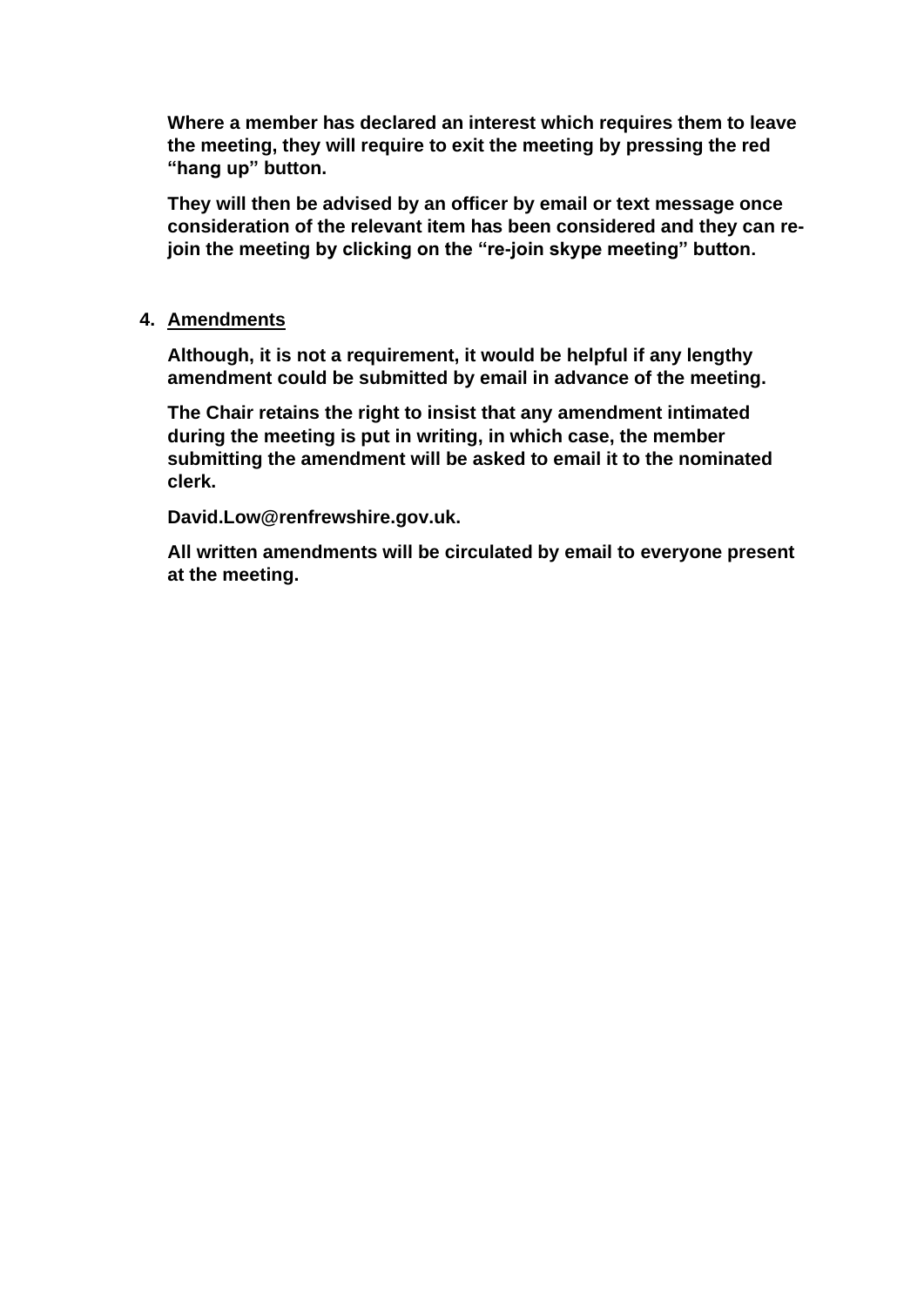**Where a member has declared an interest which requires them to leave the meeting, they will require to exit the meeting by pressing the red "hang up" button.**

**They will then be advised by an officer by email or text message once consideration of the relevant item has been considered and they can re-join the meeting by clicking on the "re-join skype meeting" button.**

4. **Amendments**

**Although, it is not a requirement, it would be helpful if any lengthy amendment could be submitted by email in advance of the meeting.**

**The Chair retains the right to insist that any amendment intimated during the meeting is put in writing, in which case, the member submitting the amendment will be asked to email it to the nominated clerk.**

**David.Low@renfrewshire.gov.uk.**

**All written amendments will be circulated by email to everyone present at the meeting.**